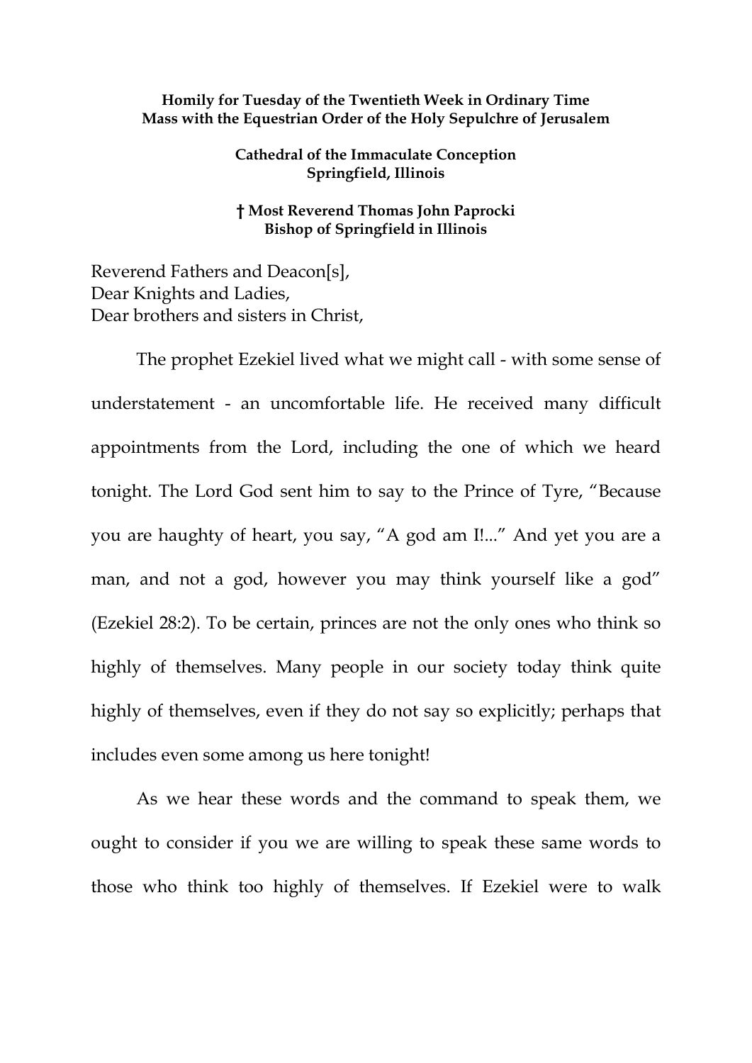**Homily for Tuesday of the Twentieth Week in Ordinary Time**
**Mass with the Equestrian Order of the Holy Sepulchre of Jerusalem**

**Cathedral of the Immaculate Conception**
**Springfield, Illinois**

**† Most Reverend Thomas John Paprocki**
**Bishop of Springfield in Illinois**

Reverend Fathers and Deacon[s],
Dear Knights and Ladies,
Dear brothers and sisters in Christ,

The prophet Ezekiel lived what we might call - with some sense of understatement - an uncomfortable life. He received many difficult appointments from the Lord, including the one of which we heard tonight. The Lord God sent him to say to the Prince of Tyre, "Because you are haughty of heart, you say, "A god am I!..." And yet you are a man, and not a god, however you may think yourself like a god" (Ezekiel 28:2). To be certain, princes are not the only ones who think so highly of themselves. Many people in our society today think quite highly of themselves, even if they do not say so explicitly; perhaps that includes even some among us here tonight!

As we hear these words and the command to speak them, we ought to consider if you we are willing to speak these same words to those who think too highly of themselves. If Ezekiel were to walk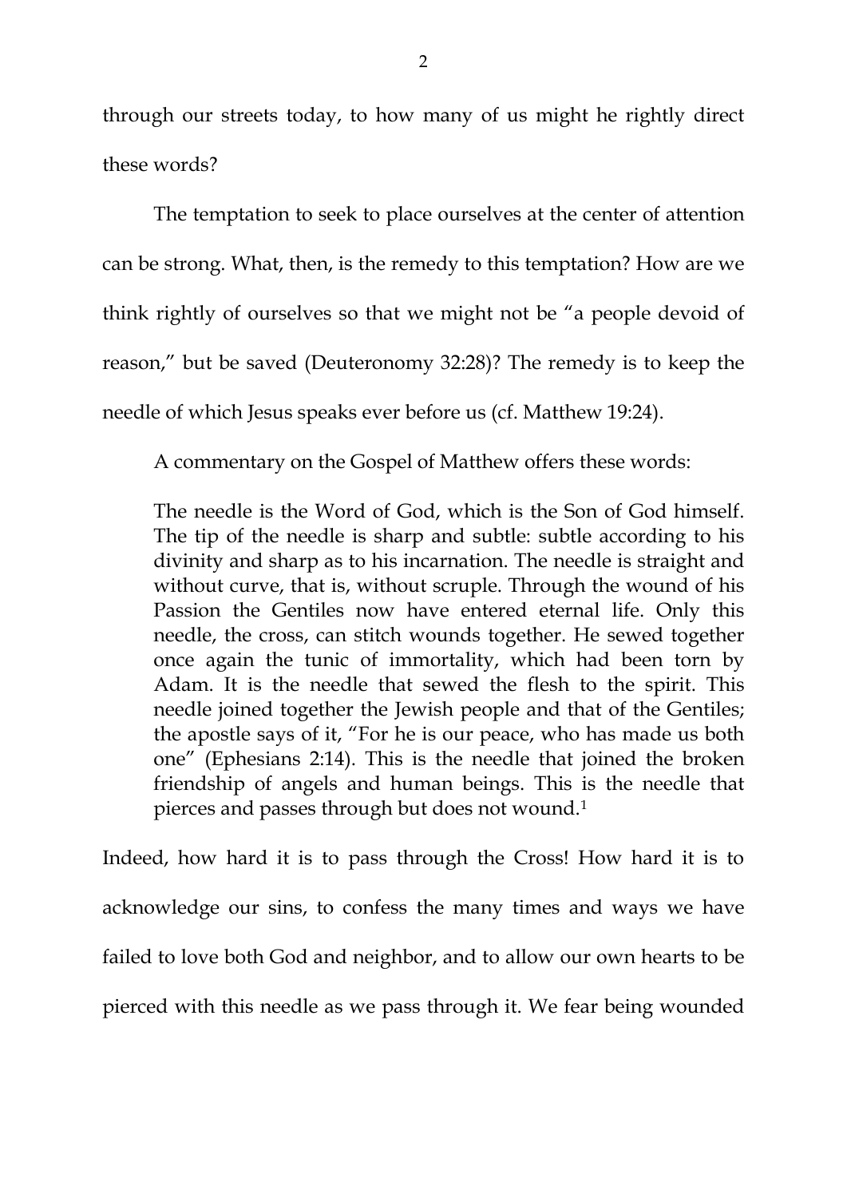through our streets today, to how many of us might he rightly direct these words?

The temptation to seek to place ourselves at the center of attention can be strong. What, then, is the remedy to this temptation? How are we think rightly of ourselves so that we might not be "a people devoid of reason," but be saved (Deuteronomy 32:28)? The remedy is to keep the needle of which Jesus speaks ever before us (cf. Matthew 19:24).

A commentary on the Gospel of Matthew offers these words:

> The needle is the Word of God, which is the Son of God himself. The tip of the needle is sharp and subtle: subtle according to his divinity and sharp as to his incarnation. The needle is straight and without curve, that is, without scruple. Through the wound of his Passion the Gentiles now have entered eternal life. Only this needle, the cross, can stitch wounds together. He sewed together once again the tunic of immortality, which had been torn by Adam. It is the needle that sewed the flesh to the spirit. This needle joined together the Jewish people and that of the Gentiles; the apostle says of it, "For he is our peace, who has made us both one" (Ephesians 2:14). This is the needle that joined the broken friendship of angels and human beings. This is the needle that pierces and passes through but does not wound.[1]

Indeed, how hard it is to pass through the Cross! How hard it is to acknowledge our sins, to confess the many times and ways we have failed to love both God and neighbor, and to allow our own hearts to be pierced with this needle as we pass through it. We fear being wounded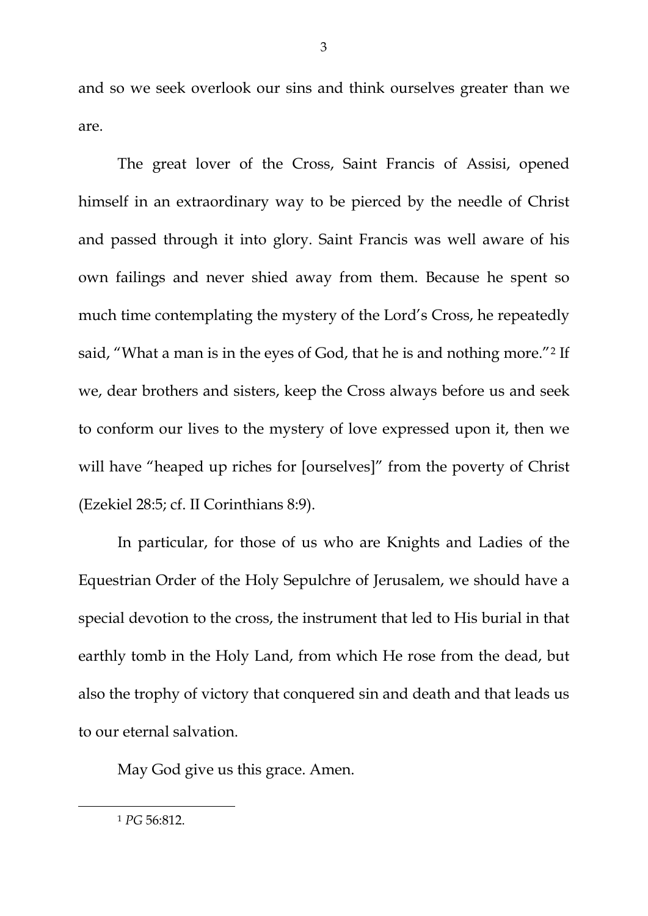and so we seek overlook our sins and think ourselves greater than we are.

The great lover of the Cross, Saint Francis of Assisi, opened himself in an extraordinary way to be pierced by the needle of Christ and passed through it into glory. Saint Francis was well aware of his own failings and never shied away from them. Because he spent so much time contemplating the mystery of the Lord's Cross, he repeatedly said, "What a man is in the eyes of God, that he is and nothing more."[2] If we, dear brothers and sisters, keep the Cross always before us and seek to conform our lives to the mystery of love expressed upon it, then we will have "heaped up riches for [ourselves]" from the poverty of Christ (Ezekiel 28:5; cf. II Corinthians 8:9).

In particular, for those of us who are Knights and Ladies of the Equestrian Order of the Holy Sepulchre of Jerusalem, we should have a special devotion to the cross, the instrument that led to His burial in that earthly tomb in the Holy Land, from which He rose from the dead, but also the trophy of victory that conquered sin and death and that leads us to our eternal salvation.

May God give us this grace. Amen.

---

[1] *PG* 56:812.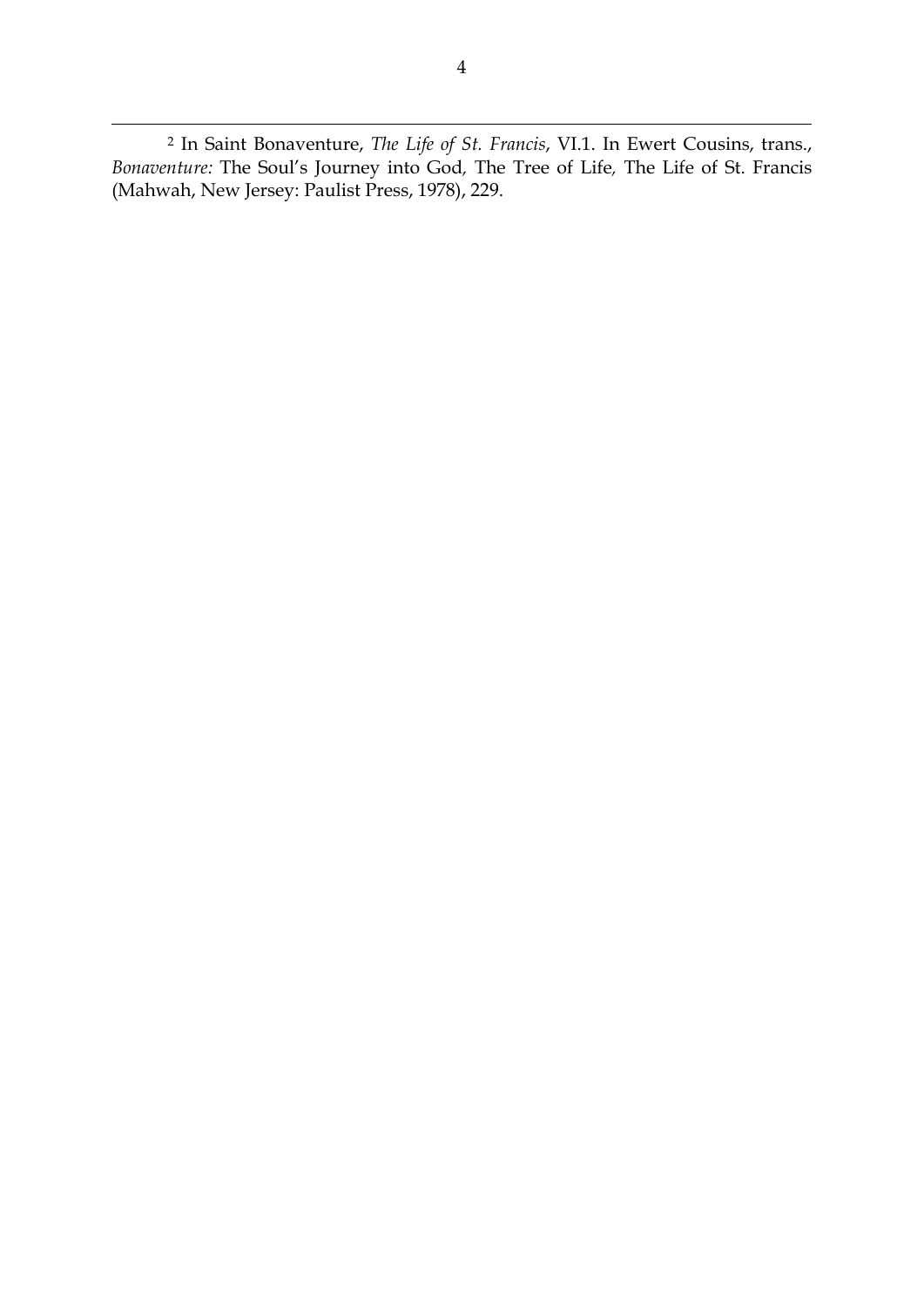[2] In Saint Bonaventure, *The Life of St. Francis*, VI.1. In Ewert Cousins, trans., *Bonaventure:* The Soul's Journey into God*,* The Tree of Life*,* The Life of St. Francis (Mahwah, New Jersey: Paulist Press, 1978), 229.